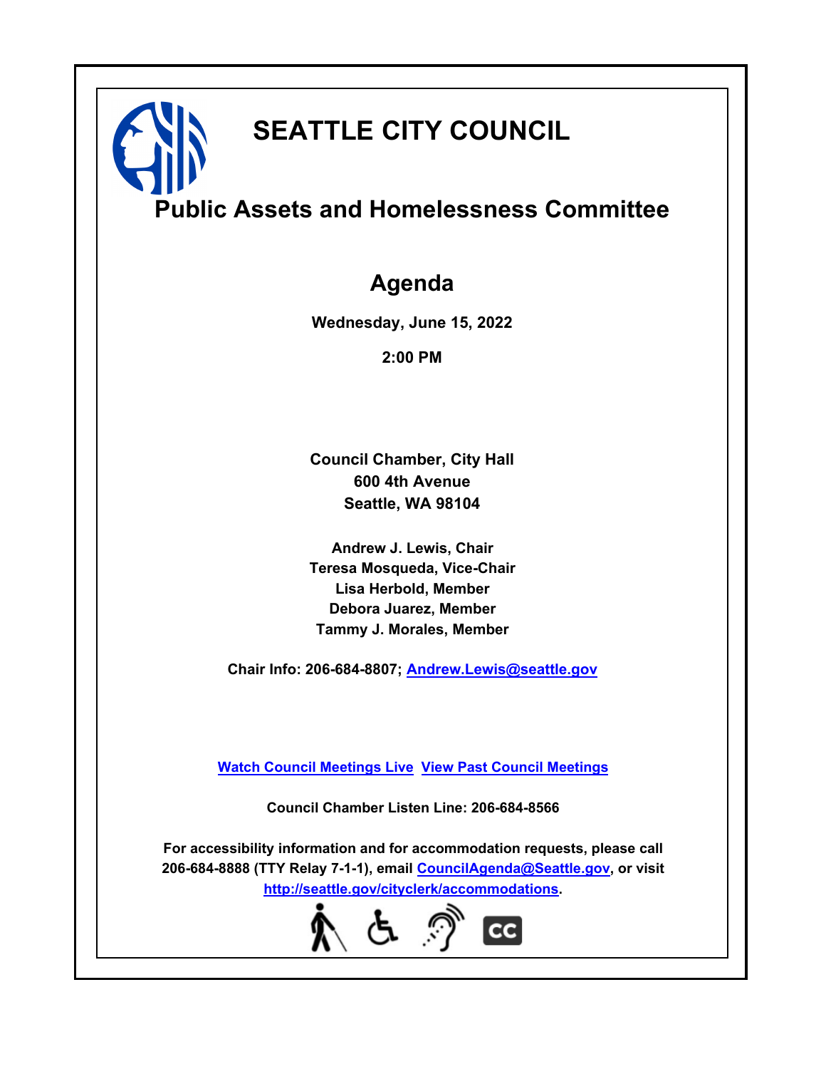# SEATTLE CITY COUNCIL

## Public Assets and Homelessness Committee

### Agenda

**Wednesday, June 15, 2022**

**2:00 PM**

**Council Chamber, City Hall**
**600 4th Avenue**
**Seattle, WA 98104**

**Andrew J. Lewis, Chair**
**Teresa Mosqueda, Vice-Chair**
**Lisa Herbold, Member**
**Debora Juarez, Member**
**Tammy J. Morales, Member**

**Chair Info: 206-684-8807; Andrew.Lewis@seattle.gov**

**Watch Council Meetings Live  View Past Council Meetings**

**Council Chamber Listen Line: 206-684-8566**

**For accessibility information and for accommodation requests, please call 206-684-8888 (TTY Relay 7-1-1), email CouncilAgenda@Seattle.gov, or visit http://seattle.gov/cityclerk/accommodations.**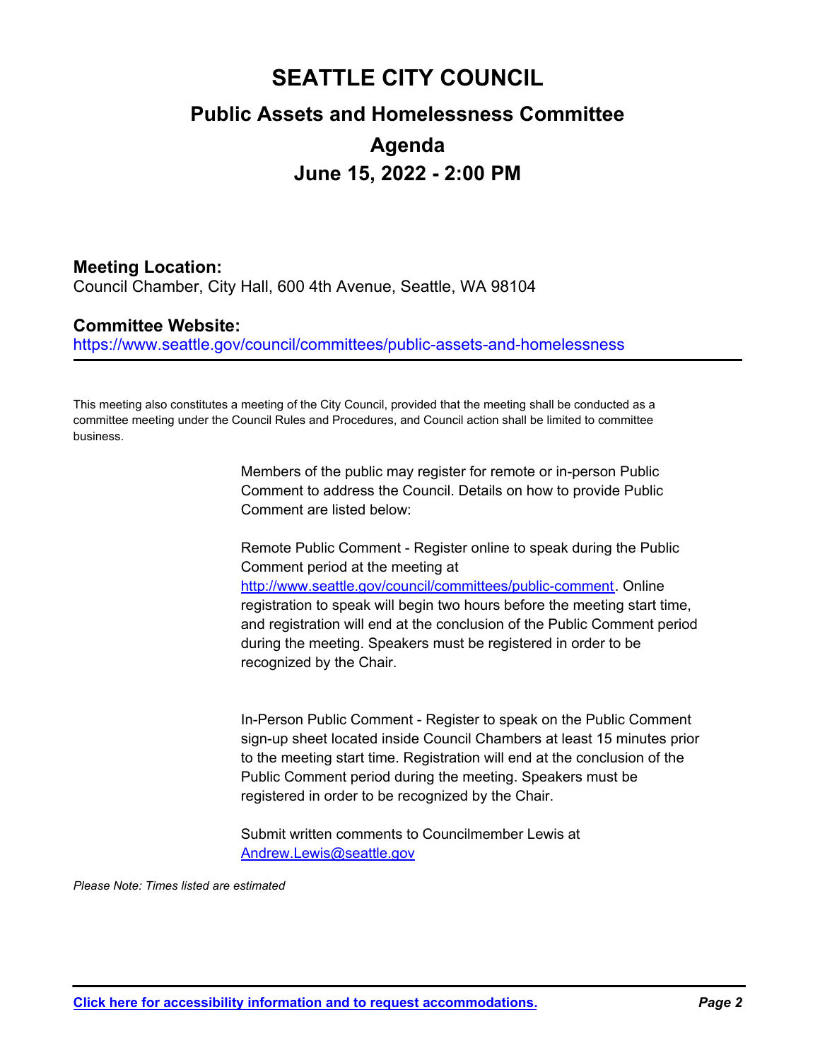# SEATTLE CITY COUNCIL

## Public Assets and Homelessness Committee

## Agenda

## June 15, 2022 - 2:00 PM

### Meeting Location:

Council Chamber, City Hall, 600 4th Avenue, Seattle, WA 98104

### Committee Website:

https://www.seattle.gov/council/committees/public-assets-and-homelessness

---

This meeting also constitutes a meeting of the City Council, provided that the meeting shall be conducted as a committee meeting under the Council Rules and Procedures, and Council action shall be limited to committee business.

Members of the public may register for remote or in-person Public Comment to address the Council. Details on how to provide Public Comment are listed below:

Remote Public Comment - Register online to speak during the Public Comment period at the meeting at http://www.seattle.gov/council/committees/public-comment. Online registration to speak will begin two hours before the meeting start time, and registration will end at the conclusion of the Public Comment period during the meeting. Speakers must be registered in order to be recognized by the Chair.

In-Person Public Comment - Register to speak on the Public Comment sign-up sheet located inside Council Chambers at least 15 minutes prior to the meeting start time. Registration will end at the conclusion of the Public Comment period during the meeting. Speakers must be registered in order to be recognized by the Chair.

Submit written comments to Councilmember Lewis at Andrew.Lewis@seattle.gov

*Please Note: Times listed are estimated*

**Click here for accessibility information and to request accommodations.**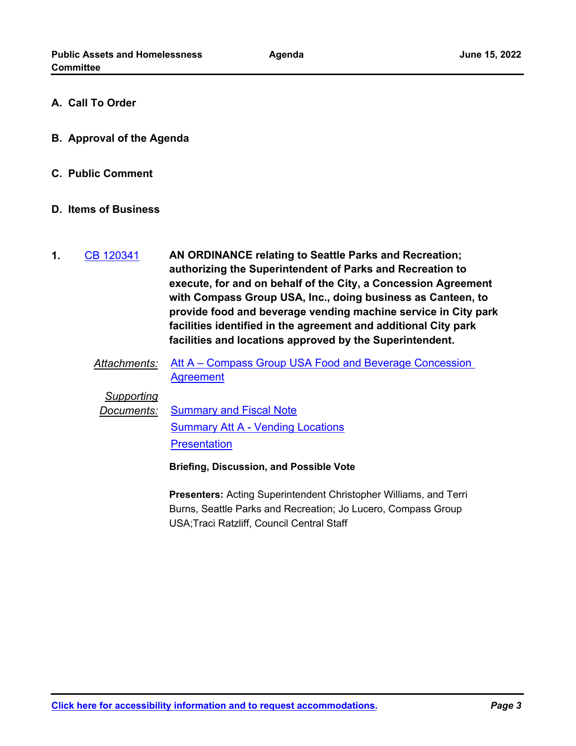## A. Call To Order

## B. Approval of the Agenda

## C. Public Comment

## D. Items of Business

**1.** CB 120341

**AN ORDINANCE relating to Seattle Parks and Recreation; authorizing the Superintendent of Parks and Recreation to execute, for and on behalf of the City, a Concession Agreement with Compass Group USA, Inc., doing business as Canteen, to provide food and beverage vending machine service in City park facilities identified in the agreement and additional City park facilities and locations approved by the Superintendent.**

*Attachments:* Att A – Compass Group USA Food and Beverage Concession Agreement

*Supporting Documents:* Summary and Fiscal Note
Summary Att A - Vending Locations
Presentation

**Briefing, Discussion, and Possible Vote**

**Presenters:** Acting Superintendent Christopher Williams, and Terri Burns, Seattle Parks and Recreation; Jo Lucero, Compass Group USA;Traci Ratzliff, Council Central Staff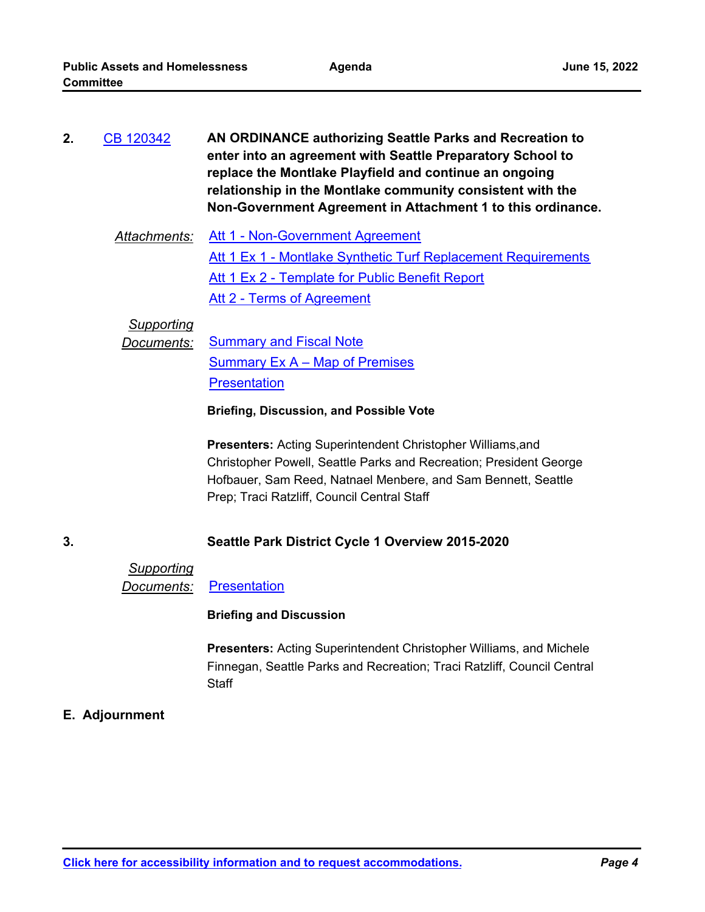**2.** CB 120342 **AN ORDINANCE authorizing Seattle Parks and Recreation to enter into an agreement with Seattle Preparatory School to replace the Montlake Playfield and continue an ongoing relationship in the Montlake community consistent with the Non-Government Agreement in Attachment 1 to this ordinance.**

*Attachments:* Att 1 - Non-Government Agreement
Att 1 Ex 1 - Montlake Synthetic Turf Replacement Requirements
Att 1 Ex 2 - Template for Public Benefit Report
Att 2 - Terms of Agreement

*Supporting Documents:* Summary and Fiscal Note
Summary Ex A – Map of Premises
Presentation

**Briefing, Discussion, and Possible Vote**

**Presenters:** Acting Superintendent Christopher Williams,and Christopher Powell, Seattle Parks and Recreation; President George Hofbauer, Sam Reed, Natnael Menbere, and Sam Bennett, Seattle Prep; Traci Ratzliff, Council Central Staff

**3.** **Seattle Park District Cycle 1 Overview 2015-2020**

*Supporting Documents:* Presentation

**Briefing and Discussion**

**Presenters:** Acting Superintendent Christopher Williams, and Michele Finnegan, Seattle Parks and Recreation; Traci Ratzliff, Council Central Staff

**E. Adjournment**

**Click here for accessibility information and to request accommodations.**